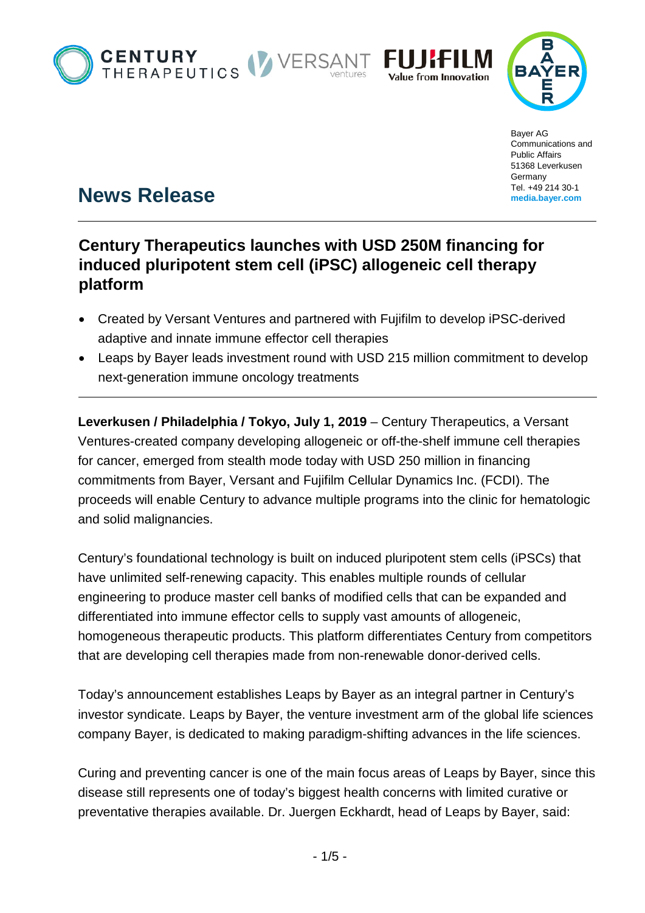Bayer AG
Communications and
Public Affairs
51368 Leverkusen
Germany
Tel. +49 214 30-1
**media.bayer.com**

# News Release

## Century Therapeutics launches with USD 250M financing for induced pluripotent stem cell (iPSC) allogeneic cell therapy platform

- Created by Versant Ventures and partnered with Fujifilm to develop iPSC-derived adaptive and innate immune effector cell therapies
- Leaps by Bayer leads investment round with USD 215 million commitment to develop next-generation immune oncology treatments

**Leverkusen / Philadelphia / Tokyo, July 1, 2019** – Century Therapeutics, a Versant Ventures-created company developing allogeneic or off-the-shelf immune cell therapies for cancer, emerged from stealth mode today with USD 250 million in financing commitments from Bayer, Versant and Fujifilm Cellular Dynamics Inc. (FCDI). The proceeds will enable Century to advance multiple programs into the clinic for hematologic and solid malignancies.

Century's foundational technology is built on induced pluripotent stem cells (iPSCs) that have unlimited self-renewing capacity. This enables multiple rounds of cellular engineering to produce master cell banks of modified cells that can be expanded and differentiated into immune effector cells to supply vast amounts of allogeneic, homogeneous therapeutic products. This platform differentiates Century from competitors that are developing cell therapies made from non-renewable donor-derived cells.

Today's announcement establishes Leaps by Bayer as an integral partner in Century's investor syndicate. Leaps by Bayer, the venture investment arm of the global life sciences company Bayer, is dedicated to making paradigm-shifting advances in the life sciences.

Curing and preventing cancer is one of the main focus areas of Leaps by Bayer, since this disease still represents one of today's biggest health concerns with limited curative or preventative therapies available. Dr. Juergen Eckhardt, head of Leaps by Bayer, said: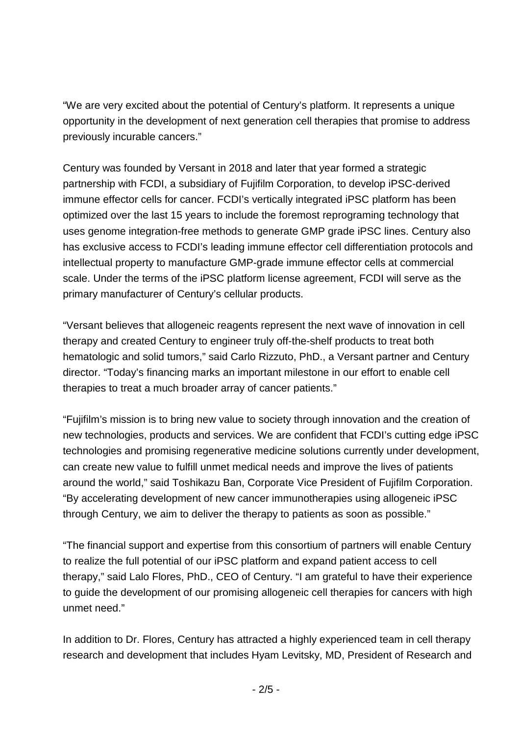"We are very excited about the potential of Century's platform. It represents a unique opportunity in the development of next generation cell therapies that promise to address previously incurable cancers."

Century was founded by Versant in 2018 and later that year formed a strategic partnership with FCDI, a subsidiary of Fujifilm Corporation, to develop iPSC-derived immune effector cells for cancer. FCDI's vertically integrated iPSC platform has been optimized over the last 15 years to include the foremost reprograming technology that uses genome integration-free methods to generate GMP grade iPSC lines. Century also has exclusive access to FCDI's leading immune effector cell differentiation protocols and intellectual property to manufacture GMP-grade immune effector cells at commercial scale. Under the terms of the iPSC platform license agreement, FCDI will serve as the primary manufacturer of Century's cellular products.

"Versant believes that allogeneic reagents represent the next wave of innovation in cell therapy and created Century to engineer truly off-the-shelf products to treat both hematologic and solid tumors," said Carlo Rizzuto, PhD., a Versant partner and Century director. "Today's financing marks an important milestone in our effort to enable cell therapies to treat a much broader array of cancer patients."

"Fujifilm's mission is to bring new value to society through innovation and the creation of new technologies, products and services. We are confident that FCDI's cutting edge iPSC technologies and promising regenerative medicine solutions currently under development, can create new value to fulfill unmet medical needs and improve the lives of patients around the world," said Toshikazu Ban, Corporate Vice President of Fujifilm Corporation. "By accelerating development of new cancer immunotherapies using allogeneic iPSC through Century, we aim to deliver the therapy to patients as soon as possible."

"The financial support and expertise from this consortium of partners will enable Century to realize the full potential of our iPSC platform and expand patient access to cell therapy," said Lalo Flores, PhD., CEO of Century. "I am grateful to have their experience to guide the development of our promising allogeneic cell therapies for cancers with high unmet need."

In addition to Dr. Flores, Century has attracted a highly experienced team in cell therapy research and development that includes Hyam Levitsky, MD, President of Research and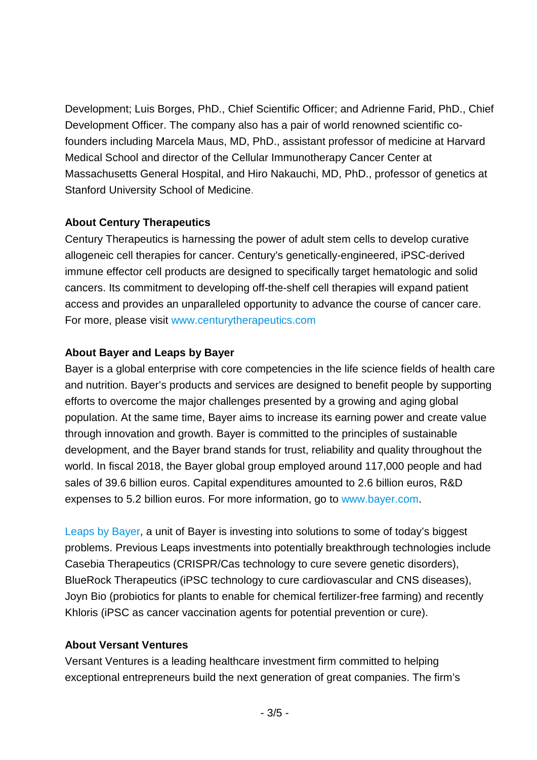Development; Luis Borges, PhD., Chief Scientific Officer; and Adrienne Farid, PhD., Chief Development Officer. The company also has a pair of world renowned scientific co-founders including Marcela Maus, MD, PhD., assistant professor of medicine at Harvard Medical School and director of the Cellular Immunotherapy Cancer Center at Massachusetts General Hospital, and Hiro Nakauchi, MD, PhD., professor of genetics at Stanford University School of Medicine.

**About Century Therapeutics**

Century Therapeutics is harnessing the power of adult stem cells to develop curative allogeneic cell therapies for cancer. Century's genetically-engineered, iPSC-derived immune effector cell products are designed to specifically target hematologic and solid cancers. Its commitment to developing off-the-shelf cell therapies will expand patient access and provides an unparalleled opportunity to advance the course of cancer care. For more, please visit www.centurytherapeutics.com

**About Bayer and Leaps by Bayer**

Bayer is a global enterprise with core competencies in the life science fields of health care and nutrition. Bayer's products and services are designed to benefit people by supporting efforts to overcome the major challenges presented by a growing and aging global population. At the same time, Bayer aims to increase its earning power and create value through innovation and growth. Bayer is committed to the principles of sustainable development, and the Bayer brand stands for trust, reliability and quality throughout the world. In fiscal 2018, the Bayer global group employed around 117,000 people and had sales of 39.6 billion euros. Capital expenditures amounted to 2.6 billion euros, R&D expenses to 5.2 billion euros. For more information, go to www.bayer.com.

Leaps by Bayer, a unit of Bayer is investing into solutions to some of today's biggest problems. Previous Leaps investments into potentially breakthrough technologies include Casebia Therapeutics (CRISPR/Cas technology to cure severe genetic disorders), BlueRock Therapeutics (iPSC technology to cure cardiovascular and CNS diseases), Joyn Bio (probiotics for plants to enable for chemical fertilizer-free farming) and recently Khloris (iPSC as cancer vaccination agents for potential prevention or cure).

**About Versant Ventures**

Versant Ventures is a leading healthcare investment firm committed to helping exceptional entrepreneurs build the next generation of great companies. The firm's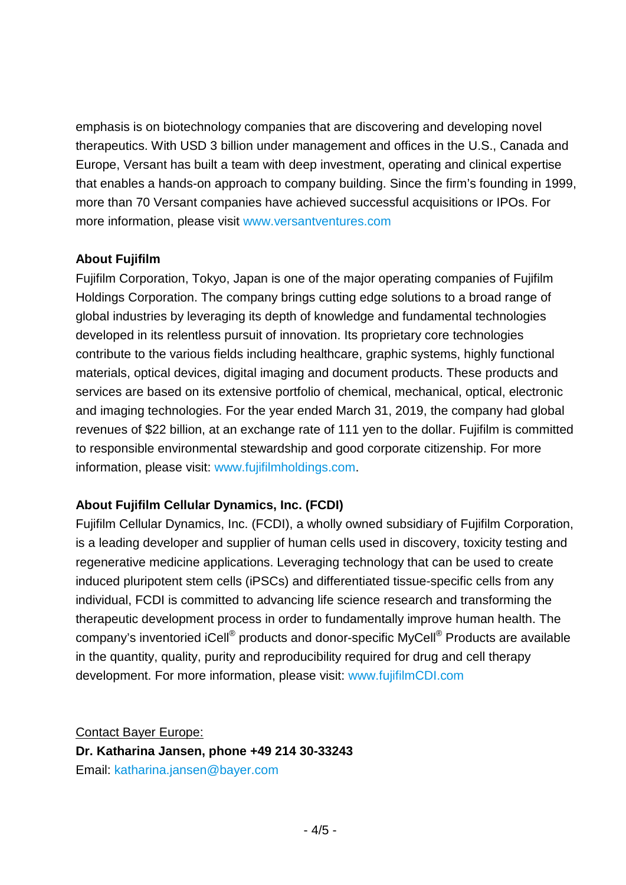emphasis is on biotechnology companies that are discovering and developing novel therapeutics. With USD 3 billion under management and offices in the U.S., Canada and Europe, Versant has built a team with deep investment, operating and clinical expertise that enables a hands-on approach to company building. Since the firm's founding in 1999, more than 70 Versant companies have achieved successful acquisitions or IPOs. For more information, please visit www.versantventures.com

**About Fujifilm**

Fujifilm Corporation, Tokyo, Japan is one of the major operating companies of Fujifilm Holdings Corporation. The company brings cutting edge solutions to a broad range of global industries by leveraging its depth of knowledge and fundamental technologies developed in its relentless pursuit of innovation. Its proprietary core technologies contribute to the various fields including healthcare, graphic systems, highly functional materials, optical devices, digital imaging and document products. These products and services are based on its extensive portfolio of chemical, mechanical, optical, electronic and imaging technologies. For the year ended March 31, 2019, the company had global revenues of $22 billion, at an exchange rate of 111 yen to the dollar. Fujifilm is committed to responsible environmental stewardship and good corporate citizenship. For more information, please visit: www.fujifilmholdings.com.

**About Fujifilm Cellular Dynamics, Inc. (FCDI)**

Fujifilm Cellular Dynamics, Inc. (FCDI), a wholly owned subsidiary of Fujifilm Corporation, is a leading developer and supplier of human cells used in discovery, toxicity testing and regenerative medicine applications. Leveraging technology that can be used to create induced pluripotent stem cells (iPSCs) and differentiated tissue-specific cells from any individual, FCDI is committed to advancing life science research and transforming the therapeutic development process in order to fundamentally improve human health. The company's inventoried iCell® products and donor-specific MyCell® Products are available in the quantity, quality, purity and reproducibility required for drug and cell therapy development. For more information, please visit: www.fujifilmCDI.com

Contact Bayer Europe:
**Dr. Katharina Jansen, phone +49 214 30-33243**
Email: katharina.jansen@bayer.com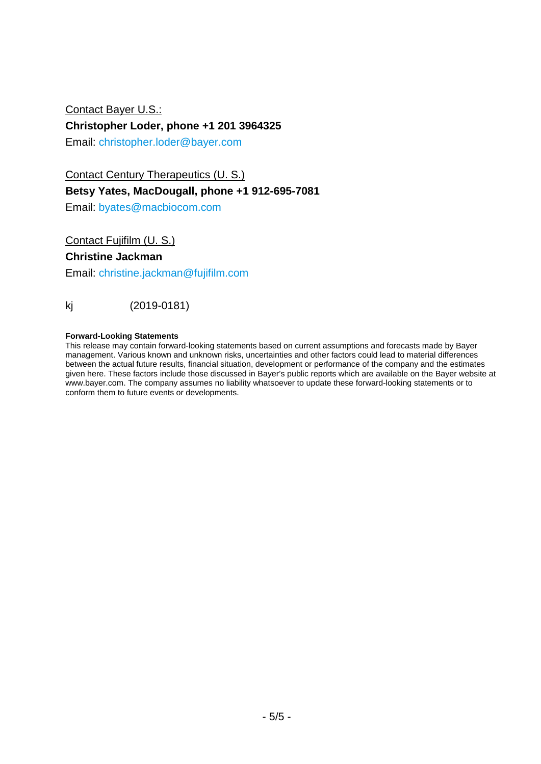Contact Bayer U.S.:

**Christopher Loder, phone +1 201 3964325**

Email: christopher.loder@bayer.com

Contact Century Therapeutics (U. S.)

**Betsy Yates, MacDougall, phone +1 912-695-7081**

Email: byates@macbiocom.com

Contact Fujifilm (U. S.)

**Christine Jackman**

Email: christine.jackman@fujifilm.com

kj (2019-0181)

**Forward-Looking Statements**

This release may contain forward-looking statements based on current assumptions and forecasts made by Bayer management. Various known and unknown risks, uncertainties and other factors could lead to material differences between the actual future results, financial situation, development or performance of the company and the estimates given here. These factors include those discussed in Bayer's public reports which are available on the Bayer website at www.bayer.com. The company assumes no liability whatsoever to update these forward-looking statements or to conform them to future events or developments.